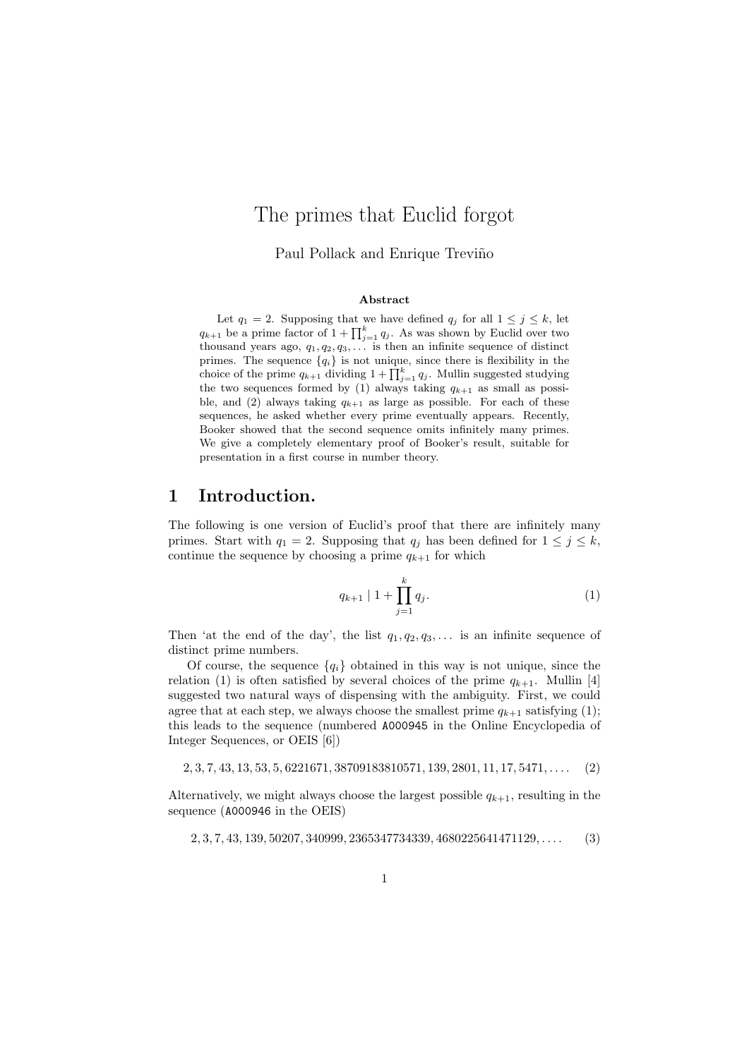# The primes that Euclid forgot

Paul Pollack and Enrique Treviño

### Abstract

Let $q_1 = 2$. Supposing that we have defined $q_j$ for all $1 \le j \le k$, let $q_{k+1}$ be a prime factor of $1 + \prod_{j=1}^{k} q_j$. As was shown by Euclid over two thousand years ago, $q_1, q_2, q_3, \dots$ is then an infinite sequence of distinct primes. The sequence $\{q_i\}$ is not unique, since there is flexibility in the choice of the prime $q_{k+1}$ dividing $1 + \prod_{j=1}^{k} q_j$. Mullin suggested studying the two sequences formed by (1) always taking $q_{k+1}$ as small as possible, and (2) always taking $q_{k+1}$ as large as possible. For each of these sequences, he asked whether every prime eventually appears. Recently, Booker showed that the second sequence omits infinitely many primes. We give a completely elementary proof of Booker's result, suitable for presentation in a first course in number theory.

## 1 Introduction.

The following is one version of Euclid's proof that there are infinitely many primes. Start with $q_1 = 2$. Supposing that $q_j$ has been defined for $1 \le j \le k$, continue the sequence by choosing a prime $q_{k+1}$ for which

$$q_{k+1} \mid 1 + \prod_{j=1}^{k} q_j. \tag{1}$$

Then 'at the end of the day', the list $q_1, q_2, q_3, \dots$ is an infinite sequence of distinct prime numbers.

Of course, the sequence $\{q_i\}$ obtained in this way is not unique, since the relation (1) is often satisfied by several choices of the prime $q_{k+1}$. Mullin [4] suggested two natural ways of dispensing with the ambiguity. First, we could agree that at each step, we always choose the smallest prime $q_{k+1}$ satisfying (1); this leads to the sequence (numbered A000945 in the Online Encyclopedia of Integer Sequences, or OEIS [6])

$$2, 3, 7, 43, 13, 53, 5, 6221671, 38709183810571, 139, 2801, 11, 17, 5471, \dots. \tag{2}$$

Alternatively, we might always choose the largest possible $q_{k+1}$, resulting in the sequence (A000946 in the OEIS)

$$2, 3, 7, 43, 139, 50207, 340999, 2365347734339, 4680225641471129, \dots. \tag{3}$$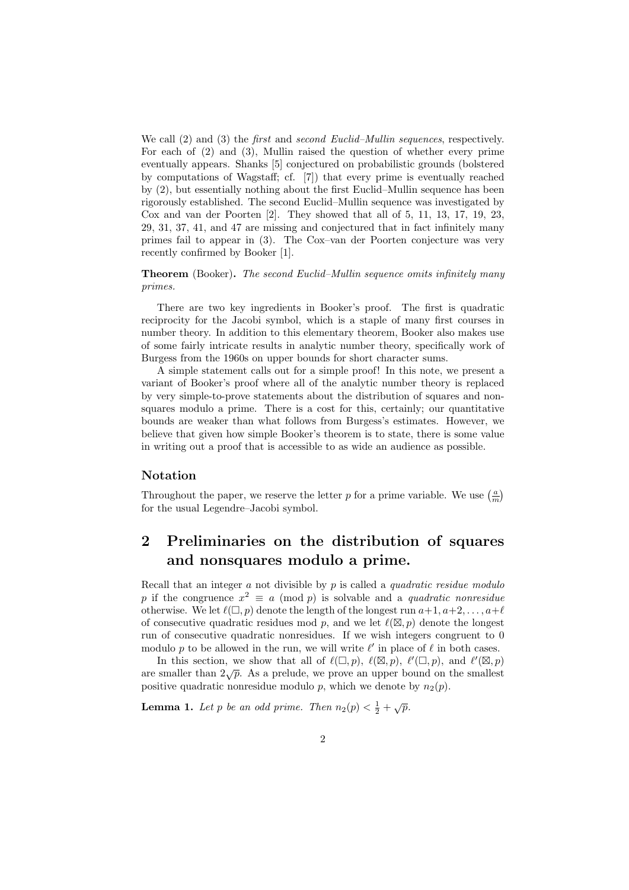We call (2) and (3) the *first* and *second Euclid–Mullin sequences*, respectively. For each of (2) and (3), Mullin raised the question of whether every prime eventually appears. Shanks [5] conjectured on probabilistic grounds (bolstered by computations of Wagstaff; cf. [7]) that every prime is eventually reached by (2), but essentially nothing about the first Euclid–Mullin sequence has been rigorously established. The second Euclid–Mullin sequence was investigated by Cox and van der Poorten [2]. They showed that all of 5, 11, 13, 17, 19, 23, 29, 31, 37, 41, and 47 are missing and conjectured that in fact infinitely many primes fail to appear in (3). The Cox–van der Poorten conjecture was very recently confirmed by Booker [1].

**Theorem** (Booker)**.** *The second Euclid–Mullin sequence omits infinitely many primes.*

There are two key ingredients in Booker's proof. The first is quadratic reciprocity for the Jacobi symbol, which is a staple of many first courses in number theory. In addition to this elementary theorem, Booker also makes use of some fairly intricate results in analytic number theory, specifically work of Burgess from the 1960s on upper bounds for short character sums.

A simple statement calls out for a simple proof! In this note, we present a variant of Booker's proof where all of the analytic number theory is replaced by very simple-to-prove statements about the distribution of squares and nonsquares modulo a prime. There is a cost for this, certainly; our quantitative bounds are weaker than what follows from Burgess's estimates. However, we believe that given how simple Booker's theorem is to state, there is some value in writing out a proof that is accessible to as wide an audience as possible.

### Notation

Throughout the paper, we reserve the letter $p$ for a prime variable. We use $\left(\frac{a}{m}\right)$ for the usual Legendre–Jacobi symbol.

## 2 Preliminaries on the distribution of squares and nonsquares modulo a prime.

Recall that an integer $a$ not divisible by $p$ is called a *quadratic residue modulo* $p$ if the congruence $x^2 \equiv a \pmod{p}$ is solvable and a *quadratic nonresidue* otherwise. We let $\ell(\square, p)$ denote the length of the longest run $a+1, a+2, \dots, a+\ell$ of consecutive quadratic residues mod $p$, and we let $\ell(\boxtimes, p)$ denote the longest run of consecutive quadratic nonresidues. If we wish integers congruent to 0 modulo $p$ to be allowed in the run, we will write $\ell'$ in place of $\ell$ in both cases.

In this section, we show that all of $\ell(\square, p)$, $\ell(\boxtimes, p)$, $\ell'(\square, p)$, and $\ell'(\boxtimes, p)$ are smaller than $2\sqrt{p}$. As a prelude, we prove an upper bound on the smallest positive quadratic nonresidue modulo $p$, which we denote by $n_2(p)$.

**Lemma 1.** *Let $p$ be an odd prime. Then $n_2(p) < \frac{1}{2} + \sqrt{p}$.*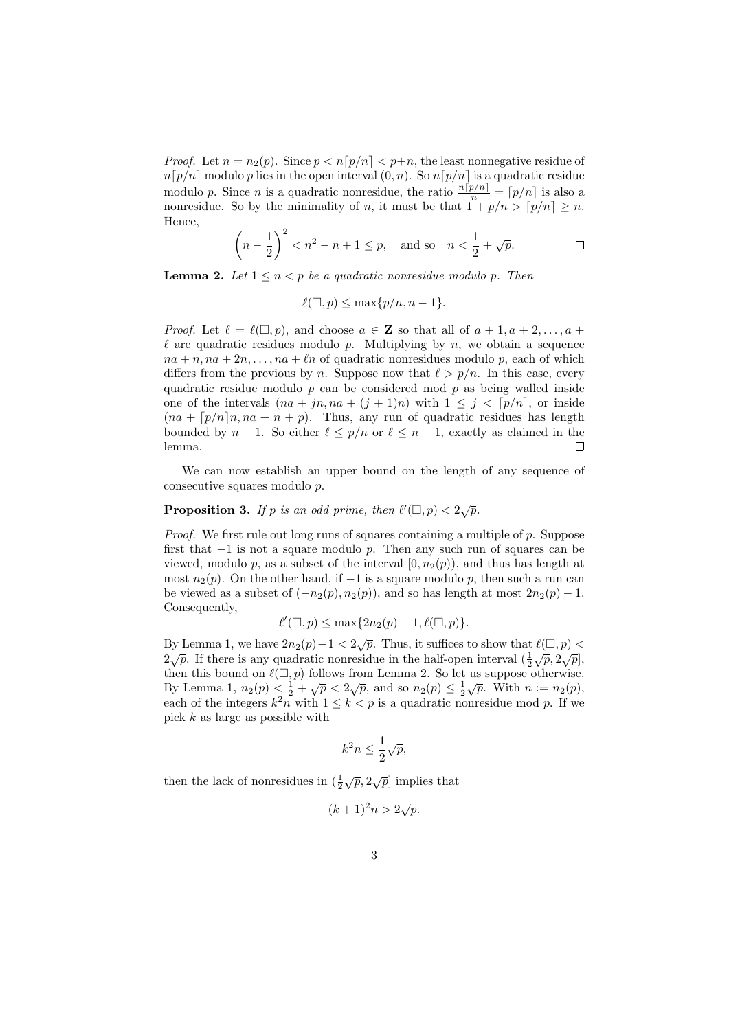*Proof.* Let $n = n_2(p)$. Since $p < n\lceil p/n \rceil < p+n$, the least nonnegative residue of $n\lceil p/n\rceil$ modulo $p$ lies in the open interval $(0, n)$. So $n\lceil p/n\rceil$ is a quadratic residue modulo $p$. Since $n$ is a quadratic nonresidue, the ratio $\frac{n\lceil p/n\rceil}{n} = \lceil p/n\rceil$ is also a nonresidue. So by the minimality of $n$, it must be that $1 + p/n > \lceil p/n\rceil \geq n$. Hence,

$$\left(n - \frac{1}{2}\right)^2 < n^2 - n + 1 \leq p, \quad \text{and so} \quad n < \frac{1}{2} + \sqrt{p}.$$

∎

**Lemma 2.** *Let $1 \leq n < p$ be a quadratic nonresidue modulo $p$. Then*

$$\ell(\square, p) \leq \max\{p/n, n-1\}.$$

*Proof.* Let $\ell = \ell(\square, p)$, and choose $a \in \mathbf{Z}$ so that all of $a+1, a+2, \ldots, a+\ell$ are quadratic residues modulo $p$. Multiplying by $n$, we obtain a sequence $na+n, na+2n, \ldots, na+\ell n$ of quadratic nonresidues modulo $p$, each of which differs from the previous by $n$. Suppose now that $\ell > p/n$. In this case, every quadratic residue modulo $p$ can be considered mod $p$ as being walled inside one of the intervals $(na+jn, na+(j+1)n)$ with $1 \leq j < \lceil p/n\rceil$, or inside $(na+\lceil p/n\rceil n, na+n+p)$. Thus, any run of quadratic residues has length bounded by $n-1$. So either $\ell \leq p/n$ or $\ell \leq n-1$, exactly as claimed in the lemma. ∎

We can now establish an upper bound on the length of any sequence of consecutive squares modulo $p$.

**Proposition 3.** *If $p$ is an odd prime, then $\ell'(\square, p) < 2\sqrt{p}$.*

*Proof.* We first rule out long runs of squares containing a multiple of $p$. Suppose first that $-1$ is not a square modulo $p$. Then any such run of squares can be viewed, modulo $p$, as a subset of the interval $[0, n_2(p))$, and thus has length at most $n_2(p)$. On the other hand, if $-1$ is a square modulo $p$, then such a run can be viewed as a subset of $(-n_2(p), n_2(p))$, and so has length at most $2n_2(p) - 1$. Consequently,

$$\ell'(\square, p) \leq \max\{2n_2(p) - 1, \ell(\square, p)\}.$$

By Lemma 1, we have $2n_2(p) - 1 < 2\sqrt{p}$. Thus, it suffices to show that $\ell(\square, p) < 2\sqrt{p}$. If there is any quadratic nonresidue in the half-open interval $(\frac{1}{2}\sqrt{p}, 2\sqrt{p}]$, then this bound on $\ell(\square, p)$ follows from Lemma 2. So let us suppose otherwise. By Lemma 1, $n_2(p) < \frac{1}{2} + \sqrt{p} < 2\sqrt{p}$, and so $n_2(p) \leq \frac{1}{2}\sqrt{p}$. With $n := n_2(p)$, each of the integers $k^2 n$ with $1 \leq k < p$ is a quadratic nonresidue mod $p$. If we pick $k$ as large as possible with

$$k^2 n \leq \frac{1}{2}\sqrt{p},$$

then the lack of nonresidues in $(\frac{1}{2}\sqrt{p}, 2\sqrt{p}]$ implies that

$$(k+1)^2 n > 2\sqrt{p}.$$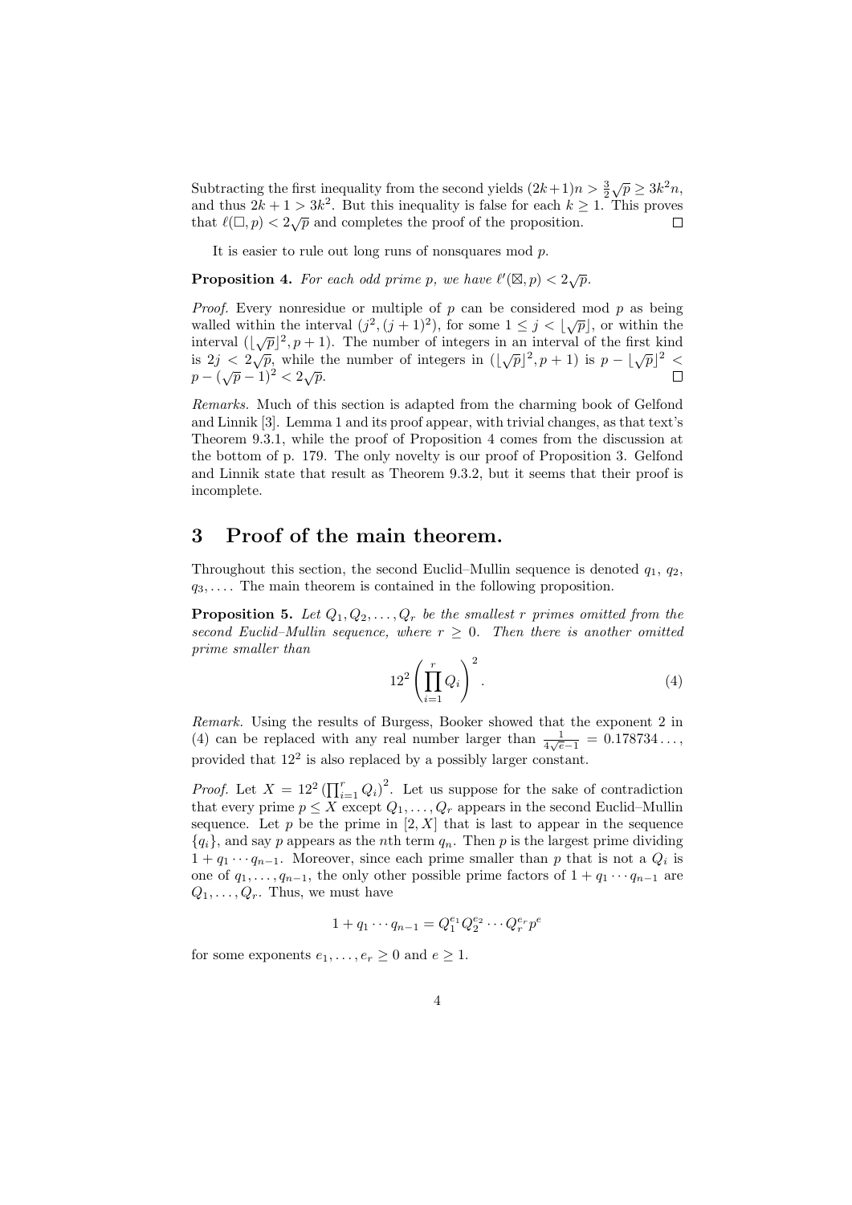Subtracting the first inequality from the second yields $(2k+1)n > \frac{3}{2}\sqrt{p} \geq 3k^2 n$, and thus $2k+1 > 3k^2$. But this inequality is false for each $k \geq 1$. This proves that $\ell(\square, p) < 2\sqrt{p}$ and completes the proof of the proposition. $\square$

It is easier to rule out long runs of nonsquares mod $p$.

**Proposition 4.** *For each odd prime $p$, we have $\ell'(\boxtimes, p) < 2\sqrt{p}$.*

*Proof.* Every nonresidue or multiple of $p$ can be considered mod $p$ as being walled within the interval $(j^2, (j+1)^2)$, for some $1 \leq j < \lfloor \sqrt{p} \rfloor$, or within the interval $(\lfloor \sqrt{p} \rfloor^2, p+1)$. The number of integers in an interval of the first kind is $2j < 2\sqrt{p}$, while the number of integers in $(\lfloor \sqrt{p} \rfloor^2, p+1)$ is $p - \lfloor \sqrt{p} \rfloor^2 < p - (\sqrt{p}-1)^2 < 2\sqrt{p}$. $\square$

*Remarks.* Much of this section is adapted from the charming book of Gelfond and Linnik [3]. Lemma 1 and its proof appear, with trivial changes, as that text's Theorem 9.3.1, while the proof of Proposition 4 comes from the discussion at the bottom of p. 179. The only novelty is our proof of Proposition 3. Gelfond and Linnik state that result as Theorem 9.3.2, but it seems that their proof is incomplete.

## 3 Proof of the main theorem.

Throughout this section, the second Euclid–Mullin sequence is denoted $q_1$, $q_2$, $q_3, \ldots$. The main theorem is contained in the following proposition.

**Proposition 5.** *Let $Q_1, Q_2, \ldots, Q_r$ be the smallest $r$ primes omitted from the second Euclid–Mullin sequence, where $r \geq 0$. Then there is another omitted prime smaller than*

$$12^2 \left( \prod_{i=1}^{r} Q_i \right)^2. \tag{4}$$

*Remark.* Using the results of Burgess, Booker showed that the exponent 2 in (4) can be replaced with any real number larger than $\frac{1}{4\sqrt{e}-1} = 0.178734\ldots$, provided that $12^2$ is also replaced by a possibly larger constant.

*Proof.* Let $X = 12^2 \left(\prod_{i=1}^{r} Q_i\right)^2$. Let us suppose for the sake of contradiction that every prime $p \leq X$ except $Q_1, \ldots, Q_r$ appears in the second Euclid–Mullin sequence. Let $p$ be the prime in $[2, X]$ that is last to appear in the sequence $\{q_i\}$, and say $p$ appears as the $n$th term $q_n$. Then $p$ is the largest prime dividing $1 + q_1 \cdots q_{n-1}$. Moreover, since each prime smaller than $p$ that is not a $Q_i$ is one of $q_1, \ldots, q_{n-1}$, the only other possible prime factors of $1 + q_1 \cdots q_{n-1}$ are $Q_1, \ldots, Q_r$. Thus, we must have

$$1 + q_1 \cdots q_{n-1} = Q_1^{e_1} Q_2^{e_2} \cdots Q_r^{e_r} p^e$$

for some exponents $e_1, \ldots, e_r \geq 0$ and $e \geq 1$.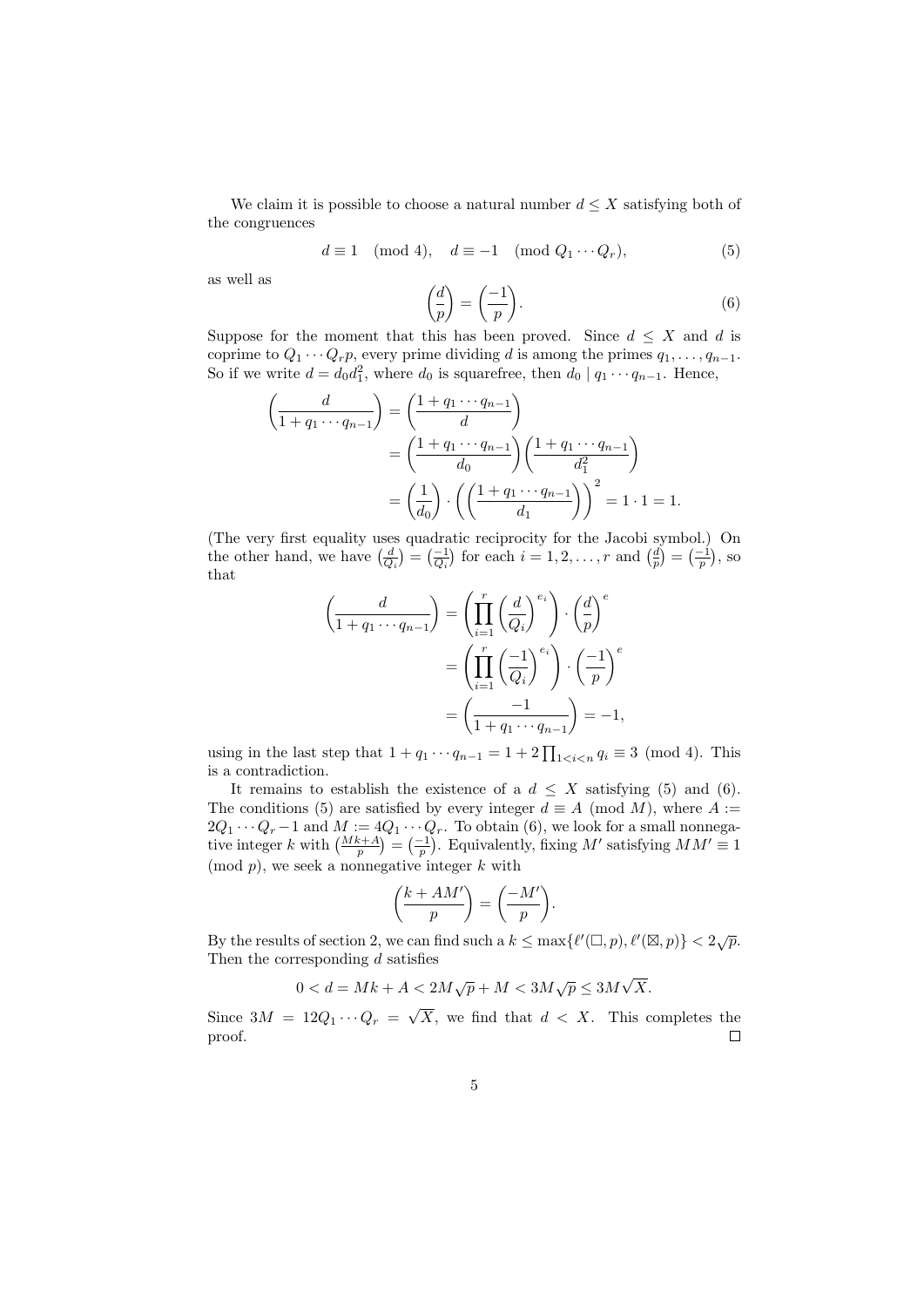We claim it is possible to choose a natural number $d \le X$ satisfying both of the congruences

$$d \equiv 1 \pmod 4, \quad d \equiv -1 \pmod{Q_1 \cdots Q_r}, \tag{5}$$

as well as

$$\left(\frac{d}{p}\right) = \left(\frac{-1}{p}\right). \tag{6}$$

Suppose for the moment that this has been proved. Since $d \le X$ and $d$ is coprime to $Q_1 \cdots Q_r p$, every prime dividing $d$ is among the primes $q_1, \dots, q_{n-1}$. So if we write $d = d_0 d_1^2$, where $d_0$ is squarefree, then $d_0 \mid q_1 \cdots q_{n-1}$. Hence,

$$\begin{aligned}
\left(\frac{d}{1+q_1\cdots q_{n-1}}\right) &= \left(\frac{1+q_1\cdots q_{n-1}}{d}\right)\\
&= \left(\frac{1+q_1\cdots q_{n-1}}{d_0}\right)\left(\frac{1+q_1\cdots q_{n-1}}{d_1^2}\right)\\
&= \left(\frac{1}{d_0}\right)\cdot\left(\left(\frac{1+q_1\cdots q_{n-1}}{d_1}\right)\right)^2 = 1\cdot 1 = 1.
\end{aligned}$$

(The very first equality uses quadratic reciprocity for the Jacobi symbol.) On the other hand, we have $\left(\frac{d}{Q_i}\right) = \left(\frac{-1}{Q_i}\right)$ for each $i = 1, 2, \dots, r$ and $\left(\frac{d}{p}\right) = \left(\frac{-1}{p}\right)$, so that

$$\begin{aligned}
\left(\frac{d}{1+q_1\cdots q_{n-1}}\right) &= \left(\prod_{i=1}^{r}\left(\frac{d}{Q_i}\right)^{e_i}\right)\cdot\left(\frac{d}{p}\right)^{e}\\
&= \left(\prod_{i=1}^{r}\left(\frac{-1}{Q_i}\right)^{e_i}\right)\cdot\left(\frac{-1}{p}\right)^{e}\\
&= \left(\frac{-1}{1+q_1\cdots q_{n-1}}\right) = -1,
\end{aligned}$$

using in the last step that $1 + q_1\cdots q_{n-1} = 1 + 2\prod_{1<i<n} q_i \equiv 3 \pmod 4$. This is a contradiction.

It remains to establish the existence of a $d \le X$ satisfying (5) and (6). The conditions (5) are satisfied by every integer $d \equiv A \pmod M$, where $A := 2Q_1\cdots Q_r - 1$ and $M := 4Q_1\cdots Q_r$. To obtain (6), we look for a small nonnegative integer $k$ with $\left(\frac{Mk+A}{p}\right) = \left(\frac{-1}{p}\right)$. Equivalently, fixing $M'$ satisfying $MM' \equiv 1 \pmod p$, we seek a nonnegative integer $k$ with

$$\left(\frac{k+AM'}{p}\right) = \left(\frac{-M'}{p}\right).$$

By the results of section 2, we can find such a $k \le \max\{\ell'(\square, p), \ell'(\boxtimes, p)\} < 2\sqrt{p}$. Then the corresponding $d$ satisfies

$$0 < d = Mk + A < 2M\sqrt{p} + M < 3M\sqrt{p} \le 3M\sqrt{X}.$$

Since $3M = 12Q_1\cdots Q_r = \sqrt{X}$, we find that $d < X$. This completes the proof. $\square$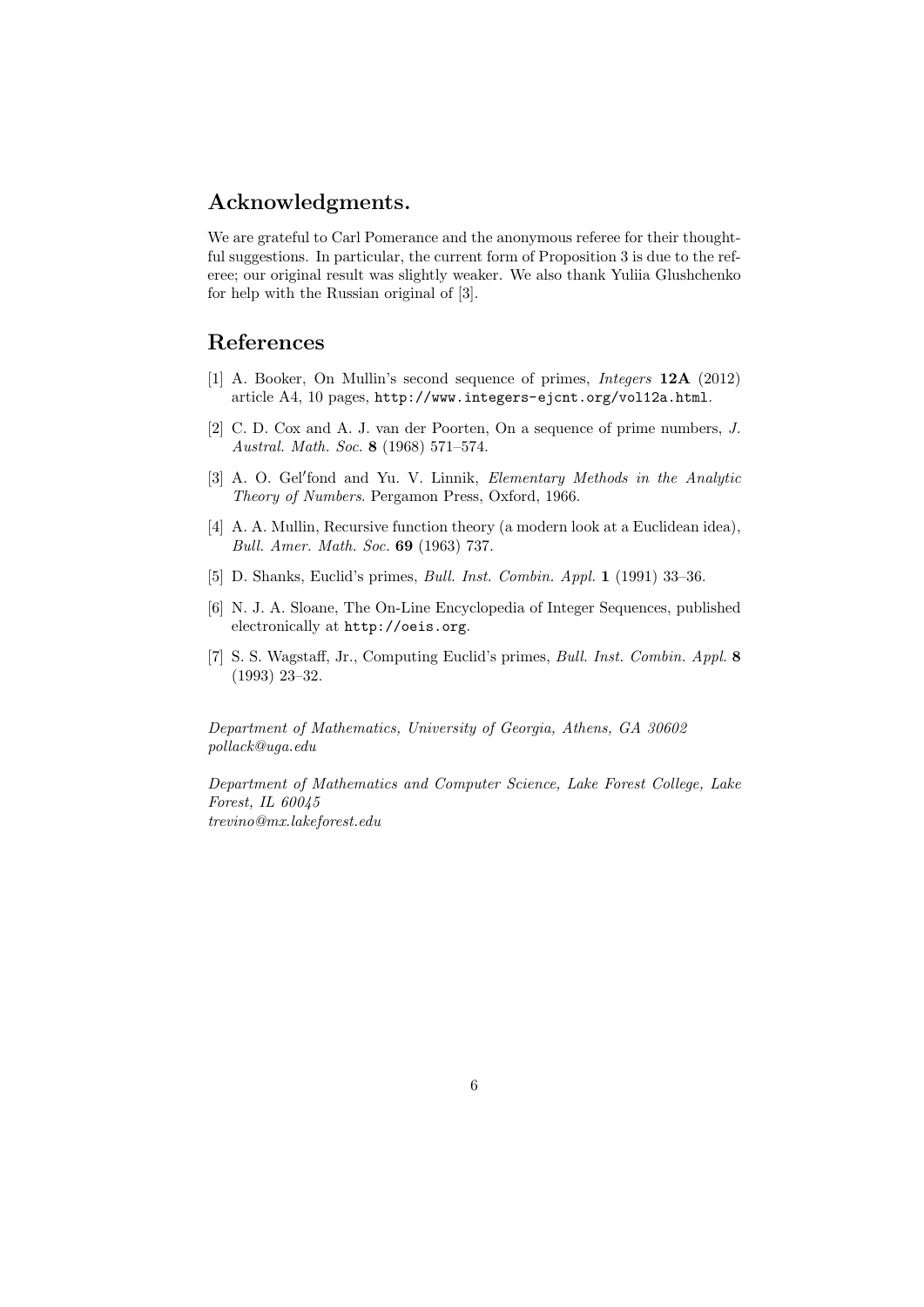## Acknowledgments.

We are grateful to Carl Pomerance and the anonymous referee for their thoughtful suggestions. In particular, the current form of Proposition 3 is due to the referee; our original result was slightly weaker. We also thank Yuliia Glushchenko for help with the Russian original of [3].

## References

[1] A. Booker, On Mullin's second sequence of primes, *Integers* **12A** (2012) article A4, 10 pages, `http://www.integers-ejcnt.org/vol12a.html`.

[2] C. D. Cox and A. J. van der Poorten, On a sequence of prime numbers, *J. Austral. Math. Soc.* **8** (1968) 571–574.

[3] A. O. Gel′fond and Yu. V. Linnik, *Elementary Methods in the Analytic Theory of Numbers*. Pergamon Press, Oxford, 1966.

[4] A. A. Mullin, Recursive function theory (a modern look at a Euclidean idea), *Bull. Amer. Math. Soc.* **69** (1963) 737.

[5] D. Shanks, Euclid's primes, *Bull. Inst. Combin. Appl.* **1** (1991) 33–36.

[6] N. J. A. Sloane, The On-Line Encyclopedia of Integer Sequences, published electronically at `http://oeis.org`.

[7] S. S. Wagstaff, Jr., Computing Euclid's primes, *Bull. Inst. Combin. Appl.* **8** (1993) 23–32.

*Department of Mathematics, University of Georgia, Athens, GA 30602*
*pollack@uga.edu*

*Department of Mathematics and Computer Science, Lake Forest College, Lake Forest, IL 60045*
*trevino@mx.lakeforest.edu*